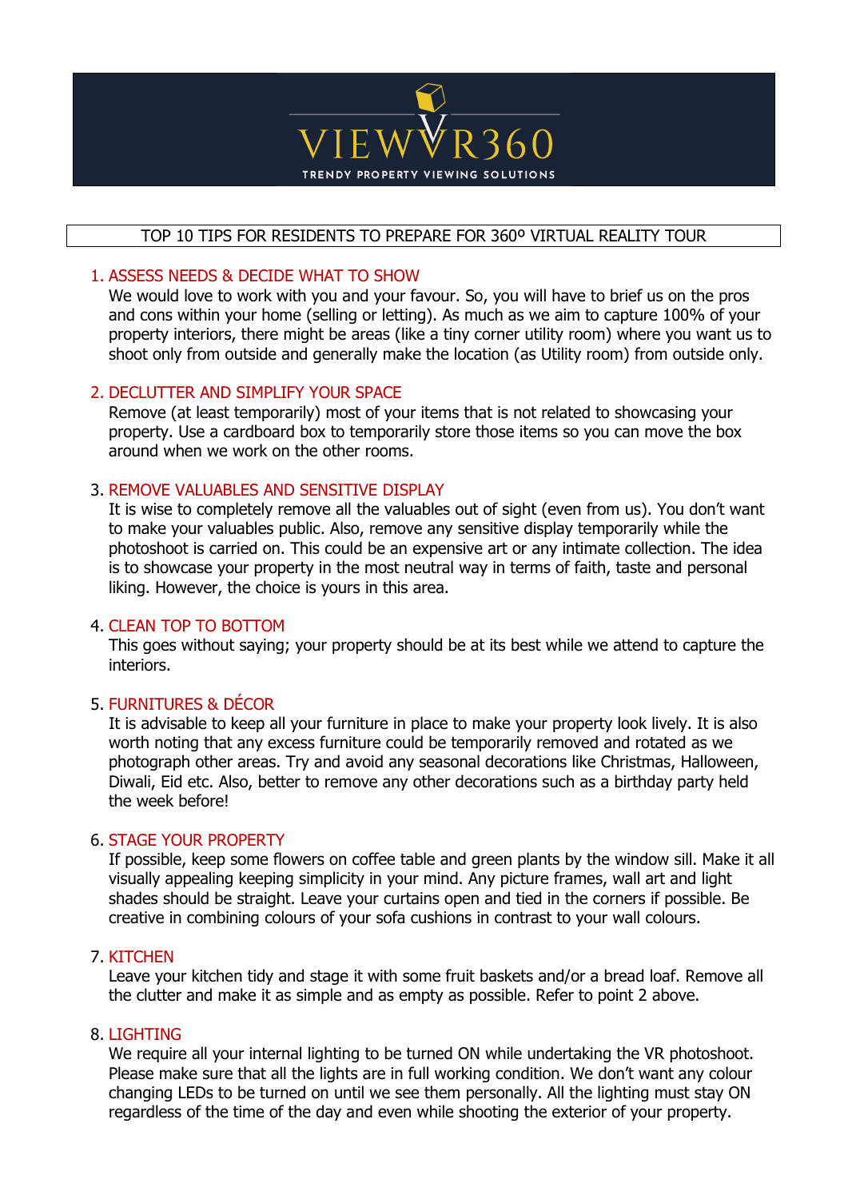# VIEWVR360

TRENDY PROPERTY VIEWING SOLUTIONS

## TOP 10 TIPS FOR RESIDENTS TO PREPARE FOR 360º VIRTUAL REALITY TOUR

1. **ASSESS NEEDS & DECIDE WHAT TO SHOW**

   We would love to work with you and your favour. So, you will have to brief us on the pros and cons within your home (selling or letting). As much as we aim to capture 100% of your property interiors, there might be areas (like a tiny corner utility room) where you want us to shoot only from outside and generally make the location (as Utility room) from outside only.

2. **DECLUTTER AND SIMPLIFY YOUR SPACE**

   Remove (at least temporarily) most of your items that is not related to showcasing your property. Use a cardboard box to temporarily store those items so you can move the box around when we work on the other rooms.

3. **REMOVE VALUABLES AND SENSITIVE DISPLAY**

   It is wise to completely remove all the valuables out of sight (even from us). You don't want to make your valuables public. Also, remove any sensitive display temporarily while the photoshoot is carried on. This could be an expensive art or any intimate collection. The idea is to showcase your property in the most neutral way in terms of faith, taste and personal liking. However, the choice is yours in this area.

4. **CLEAN TOP TO BOTTOM**

   This goes without saying; your property should be at its best while we attend to capture the interiors.

5. **FURNITURES & DÉCOR**

   It is advisable to keep all your furniture in place to make your property look lively. It is also worth noting that any excess furniture could be temporarily removed and rotated as we photograph other areas. Try and avoid any seasonal decorations like Christmas, Halloween, Diwali, Eid etc. Also, better to remove any other decorations such as a birthday party held the week before!

6. **STAGE YOUR PROPERTY**

   If possible, keep some flowers on coffee table and green plants by the window sill. Make it all visually appealing keeping simplicity in your mind. Any picture frames, wall art and light shades should be straight. Leave your curtains open and tied in the corners if possible. Be creative in combining colours of your sofa cushions in contrast to your wall colours.

7. **KITCHEN**

   Leave your kitchen tidy and stage it with some fruit baskets and/or a bread loaf. Remove all the clutter and make it as simple and as empty as possible. Refer to point 2 above.

8. **LIGHTING**

   We require all your internal lighting to be turned ON while undertaking the VR photoshoot. Please make sure that all the lights are in full working condition. We don't want any colour changing LEDs to be turned on until we see them personally. All the lighting must stay ON regardless of the time of the day and even while shooting the exterior of your property.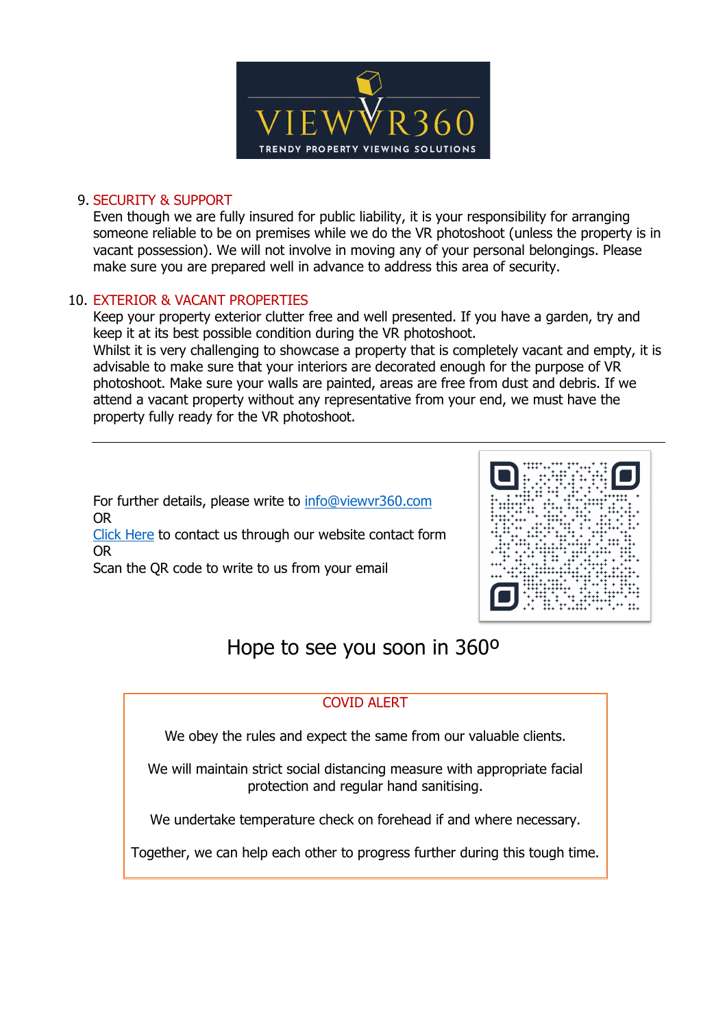VIEWVR360
TRENDY PROPERTY VIEWING SOLUTIONS

9. SECURITY & SUPPORT
   Even though we are fully insured for public liability, it is your responsibility for arranging someone reliable to be on premises while we do the VR photoshoot (unless the property is in vacant possession). We will not involve in moving any of your personal belongings. Please make sure you are prepared well in advance to address this area of security.

10. EXTERIOR & VACANT PROPERTIES
    Keep your property exterior clutter free and well presented. If you have a garden, try and keep it at its best possible condition during the VR photoshoot.
    Whilst it is very challenging to showcase a property that is completely vacant and empty, it is advisable to make sure that your interiors are decorated enough for the purpose of VR photoshoot. Make sure your walls are painted, areas are free from dust and debris. If we attend a vacant property without any representative from your end, we must have the property fully ready for the VR photoshoot.

---

For further details, please write to info@viewvr360.com
OR
Click Here to contact us through our website contact form
OR
Scan the QR code to write to us from your email

## Hope to see you soon in 360º

COVID ALERT

We obey the rules and expect the same from our valuable clients.

We will maintain strict social distancing measure with appropriate facial protection and regular hand sanitising.

We undertake temperature check on forehead if and where necessary.

Together, we can help each other to progress further during this tough time.